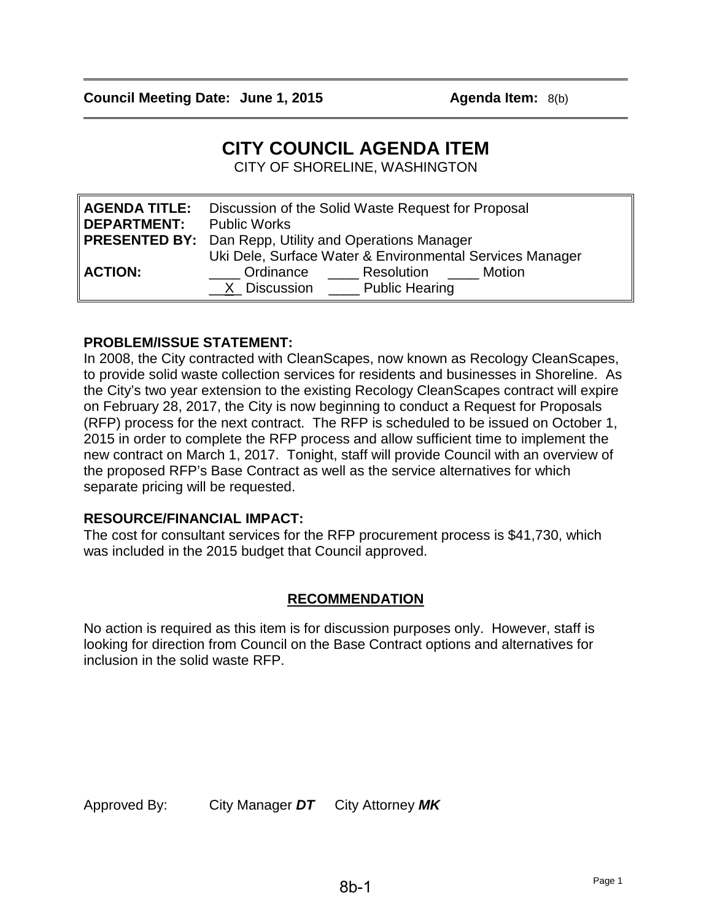**Council Meeting Date: June 1, 2015** **Agenda Item:** 8(b)

# CITY COUNCIL AGENDA ITEM

CITY OF SHORELINE, WASHINGTON

| | |
|---|---|
| **AGENDA TITLE:** | Discussion of the Solid Waste Request for Proposal |
| **DEPARTMENT:** | Public Works |
| **PRESENTED BY:** | Dan Repp, Utility and Operations Manager<br>Uki Dele, Surface Water & Environmental Services Manager |
| **ACTION:** | ____ Ordinance ____ Resolution ____ Motion<br>__X_ Discussion ____ Public Hearing |

### PROBLEM/ISSUE STATEMENT:

In 2008, the City contracted with CleanScapes, now known as Recology CleanScapes, to provide solid waste collection services for residents and businesses in Shoreline. As the City's two year extension to the existing Recology CleanScapes contract will expire on February 28, 2017, the City is now beginning to conduct a Request for Proposals (RFP) process for the next contract. The RFP is scheduled to be issued on October 1, 2015 in order to complete the RFP process and allow sufficient time to implement the new contract on March 1, 2017. Tonight, staff will provide Council with an overview of the proposed RFP's Base Contract as well as the service alternatives for which separate pricing will be requested.

### RESOURCE/FINANCIAL IMPACT:

The cost for consultant services for the RFP procurement process is $41,730, which was included in the 2015 budget that Council approved.

### RECOMMENDATION

No action is required as this item is for discussion purposes only. However, staff is looking for direction from Council on the Base Contract options and alternatives for inclusion in the solid waste RFP.

Approved By: City Manager ***DT*** City Attorney ***MK***

8b-1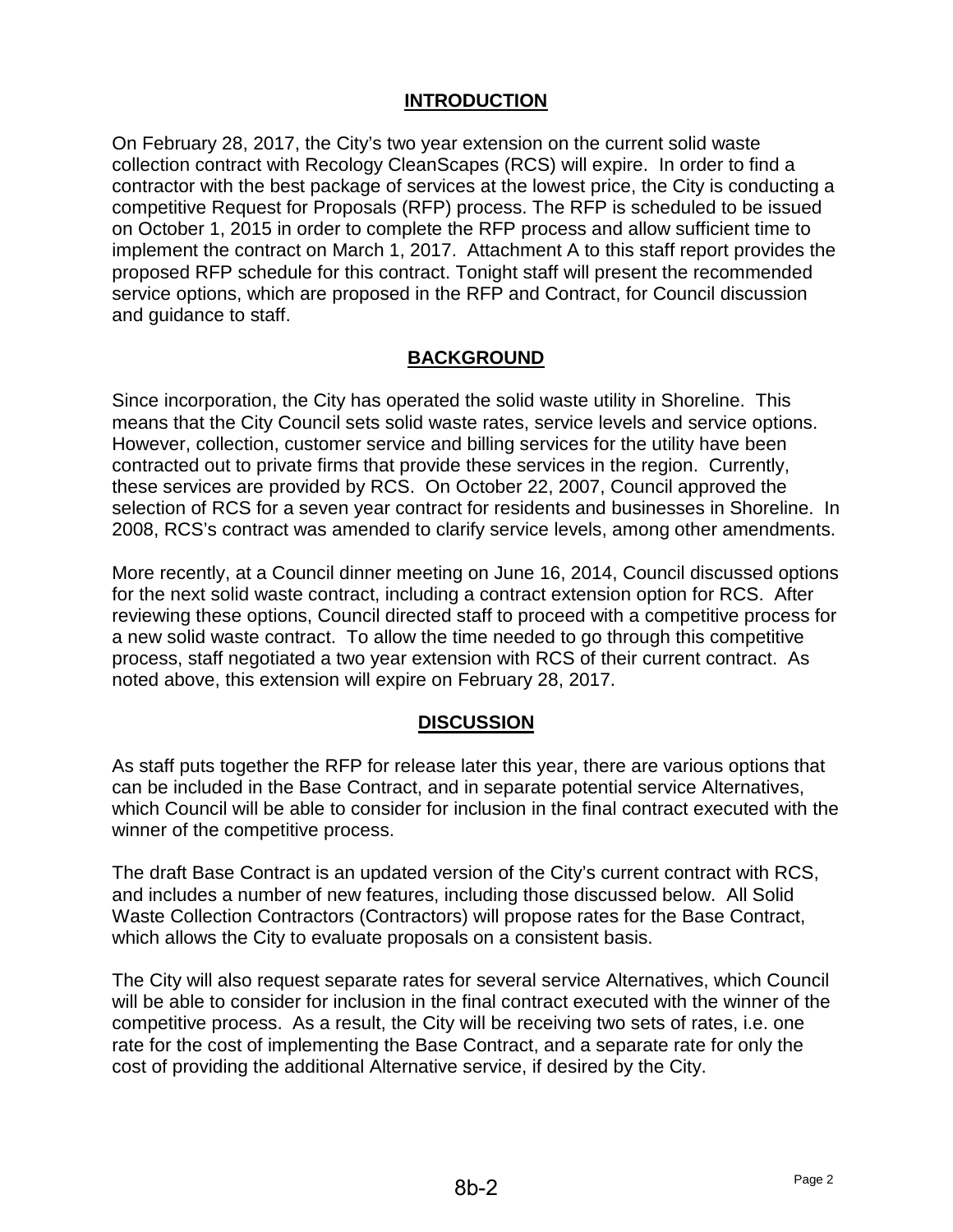## INTRODUCTION

On February 28, 2017, the City's two year extension on the current solid waste collection contract with Recology CleanScapes (RCS) will expire. In order to find a contractor with the best package of services at the lowest price, the City is conducting a competitive Request for Proposals (RFP) process. The RFP is scheduled to be issued on October 1, 2015 in order to complete the RFP process and allow sufficient time to implement the contract on March 1, 2017. Attachment A to this staff report provides the proposed RFP schedule for this contract. Tonight staff will present the recommended service options, which are proposed in the RFP and Contract, for Council discussion and guidance to staff.

## BACKGROUND

Since incorporation, the City has operated the solid waste utility in Shoreline. This means that the City Council sets solid waste rates, service levels and service options. However, collection, customer service and billing services for the utility have been contracted out to private firms that provide these services in the region. Currently, these services are provided by RCS. On October 22, 2007, Council approved the selection of RCS for a seven year contract for residents and businesses in Shoreline. In 2008, RCS's contract was amended to clarify service levels, among other amendments.

More recently, at a Council dinner meeting on June 16, 2014, Council discussed options for the next solid waste contract, including a contract extension option for RCS. After reviewing these options, Council directed staff to proceed with a competitive process for a new solid waste contract. To allow the time needed to go through this competitive process, staff negotiated a two year extension with RCS of their current contract. As noted above, this extension will expire on February 28, 2017.

## DISCUSSION

As staff puts together the RFP for release later this year, there are various options that can be included in the Base Contract, and in separate potential service Alternatives, which Council will be able to consider for inclusion in the final contract executed with the winner of the competitive process.

The draft Base Contract is an updated version of the City's current contract with RCS, and includes a number of new features, including those discussed below. All Solid Waste Collection Contractors (Contractors) will propose rates for the Base Contract, which allows the City to evaluate proposals on a consistent basis.

The City will also request separate rates for several service Alternatives, which Council will be able to consider for inclusion in the final contract executed with the winner of the competitive process. As a result, the City will be receiving two sets of rates, i.e. one rate for the cost of implementing the Base Contract, and a separate rate for only the cost of providing the additional Alternative service, if desired by the City.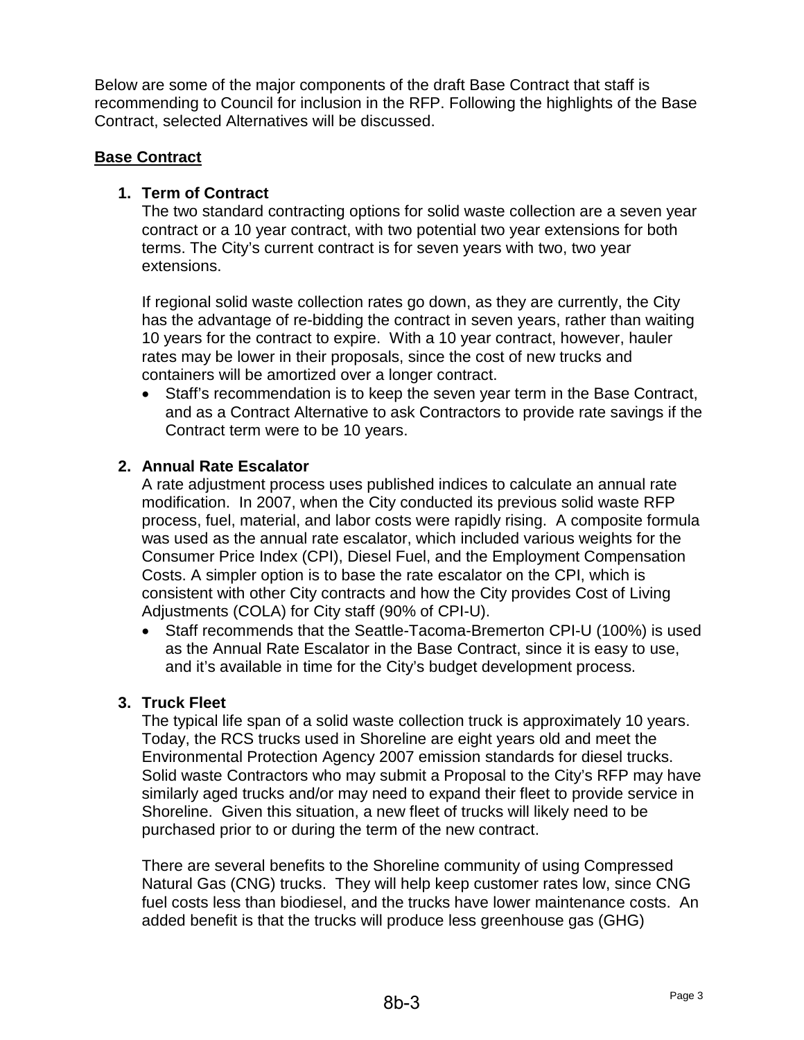Below are some of the major components of the draft Base Contract that staff is recommending to Council for inclusion in the RFP. Following the highlights of the Base Contract, selected Alternatives will be discussed.

**Base Contract**

1. **Term of Contract**
   The two standard contracting options for solid waste collection are a seven year contract or a 10 year contract, with two potential two year extensions for both terms. The City's current contract is for seven years with two, two year extensions.

   If regional solid waste collection rates go down, as they are currently, the City has the advantage of re-bidding the contract in seven years, rather than waiting 10 years for the contract to expire. With a 10 year contract, however, hauler rates may be lower in their proposals, since the cost of new trucks and containers will be amortized over a longer contract.

   - Staff's recommendation is to keep the seven year term in the Base Contract, and as a Contract Alternative to ask Contractors to provide rate savings if the Contract term were to be 10 years.

2. **Annual Rate Escalator**
   A rate adjustment process uses published indices to calculate an annual rate modification. In 2007, when the City conducted its previous solid waste RFP process, fuel, material, and labor costs were rapidly rising. A composite formula was used as the annual rate escalator, which included various weights for the Consumer Price Index (CPI), Diesel Fuel, and the Employment Compensation Costs. A simpler option is to base the rate escalator on the CPI, which is consistent with other City contracts and how the City provides Cost of Living Adjustments (COLA) for City staff (90% of CPI-U).

   - Staff recommends that the Seattle-Tacoma-Bremerton CPI-U (100%) is used as the Annual Rate Escalator in the Base Contract, since it is easy to use, and it's available in time for the City's budget development process.

3. **Truck Fleet**
   The typical life span of a solid waste collection truck is approximately 10 years. Today, the RCS trucks used in Shoreline are eight years old and meet the Environmental Protection Agency 2007 emission standards for diesel trucks. Solid waste Contractors who may submit a Proposal to the City's RFP may have similarly aged trucks and/or may need to expand their fleet to provide service in Shoreline. Given this situation, a new fleet of trucks will likely need to be purchased prior to or during the term of the new contract.

   There are several benefits to the Shoreline community of using Compressed Natural Gas (CNG) trucks. They will help keep customer rates low, since CNG fuel costs less than biodiesel, and the trucks have lower maintenance costs. An added benefit is that the trucks will produce less greenhouse gas (GHG)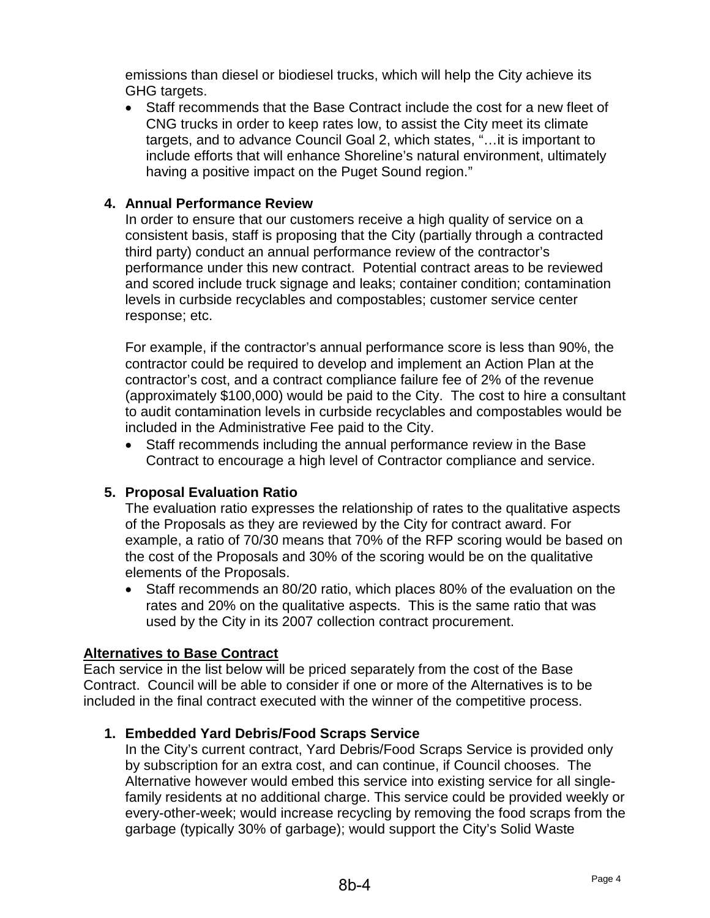emissions than diesel or biodiesel trucks, which will help the City achieve its GHG targets.

- Staff recommends that the Base Contract include the cost for a new fleet of CNG trucks in order to keep rates low, to assist the City meet its climate targets, and to advance Council Goal 2, which states, "…it is important to include efforts that will enhance Shoreline's natural environment, ultimately having a positive impact on the Puget Sound region."

**4. Annual Performance Review**

In order to ensure that our customers receive a high quality of service on a consistent basis, staff is proposing that the City (partially through a contracted third party) conduct an annual performance review of the contractor's performance under this new contract. Potential contract areas to be reviewed and scored include truck signage and leaks; container condition; contamination levels in curbside recyclables and compostables; customer service center response; etc.

For example, if the contractor's annual performance score is less than 90%, the contractor could be required to develop and implement an Action Plan at the contractor's cost, and a contract compliance failure fee of 2% of the revenue (approximately $100,000) would be paid to the City. The cost to hire a consultant to audit contamination levels in curbside recyclables and compostables would be included in the Administrative Fee paid to the City.

- Staff recommends including the annual performance review in the Base Contract to encourage a high level of Contractor compliance and service.

**5. Proposal Evaluation Ratio**

The evaluation ratio expresses the relationship of rates to the qualitative aspects of the Proposals as they are reviewed by the City for contract award. For example, a ratio of 70/30 means that 70% of the RFP scoring would be based on the cost of the Proposals and 30% of the scoring would be on the qualitative elements of the Proposals.

- Staff recommends an 80/20 ratio, which places 80% of the evaluation on the rates and 20% on the qualitative aspects. This is the same ratio that was used by the City in its 2007 collection contract procurement.

**Alternatives to Base Contract**

Each service in the list below will be priced separately from the cost of the Base Contract. Council will be able to consider if one or more of the Alternatives is to be included in the final contract executed with the winner of the competitive process.

**1. Embedded Yard Debris/Food Scraps Service**

In the City's current contract, Yard Debris/Food Scraps Service is provided only by subscription for an extra cost, and can continue, if Council chooses. The Alternative however would embed this service into existing service for all single-family residents at no additional charge. This service could be provided weekly or every-other-week; would increase recycling by removing the food scraps from the garbage (typically 30% of garbage); would support the City's Solid Waste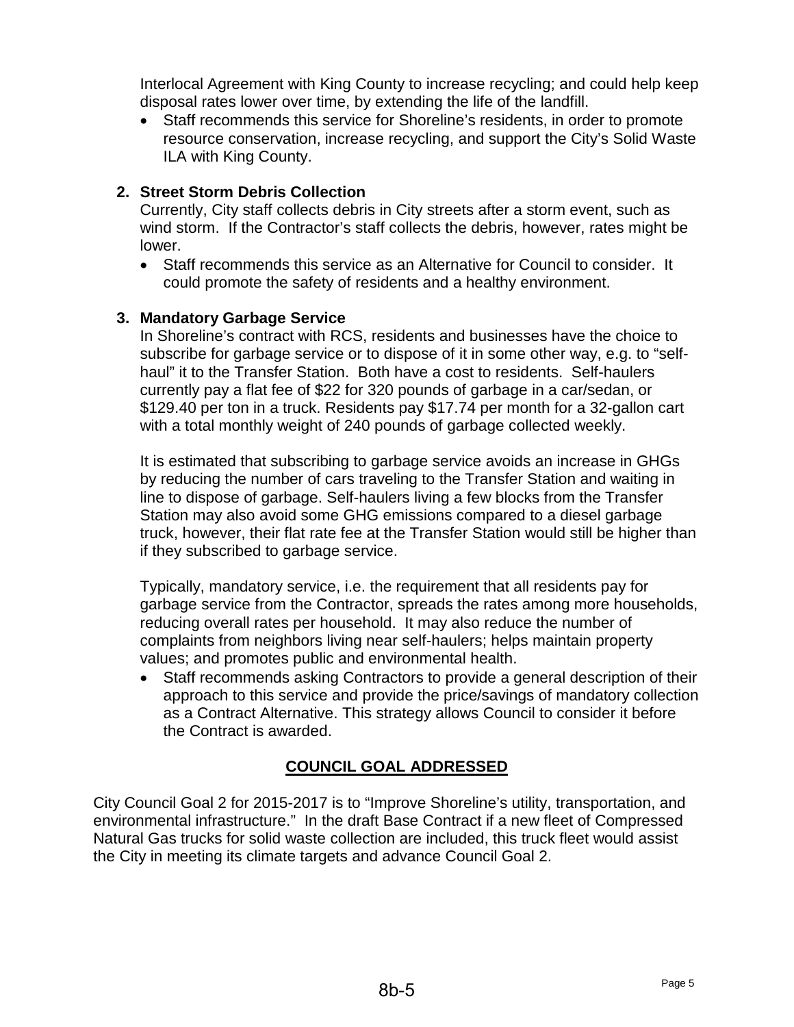Interlocal Agreement with King County to increase recycling; and could help keep disposal rates lower over time, by extending the life of the landfill.

- Staff recommends this service for Shoreline's residents, in order to promote resource conservation, increase recycling, and support the City's Solid Waste ILA with King County.

2. **Street Storm Debris Collection**

   Currently, City staff collects debris in City streets after a storm event, such as wind storm. If the Contractor's staff collects the debris, however, rates might be lower.

   - Staff recommends this service as an Alternative for Council to consider. It could promote the safety of residents and a healthy environment.

3. **Mandatory Garbage Service**

   In Shoreline's contract with RCS, residents and businesses have the choice to subscribe for garbage service or to dispose of it in some other way, e.g. to "self-haul" it to the Transfer Station. Both have a cost to residents. Self-haulers currently pay a flat fee of $22 for 320 pounds of garbage in a car/sedan, or $129.40 per ton in a truck. Residents pay $17.74 per month for a 32-gallon cart with a total monthly weight of 240 pounds of garbage collected weekly.

   It is estimated that subscribing to garbage service avoids an increase in GHGs by reducing the number of cars traveling to the Transfer Station and waiting in line to dispose of garbage. Self-haulers living a few blocks from the Transfer Station may also avoid some GHG emissions compared to a diesel garbage truck, however, their flat rate fee at the Transfer Station would still be higher than if they subscribed to garbage service.

   Typically, mandatory service, i.e. the requirement that all residents pay for garbage service from the Contractor, spreads the rates among more households, reducing overall rates per household. It may also reduce the number of complaints from neighbors living near self-haulers; helps maintain property values; and promotes public and environmental health.

   - Staff recommends asking Contractors to provide a general description of their approach to this service and provide the price/savings of mandatory collection as a Contract Alternative. This strategy allows Council to consider it before the Contract is awarded.

## COUNCIL GOAL ADDRESSED

City Council Goal 2 for 2015-2017 is to "Improve Shoreline's utility, transportation, and environmental infrastructure." In the draft Base Contract if a new fleet of Compressed Natural Gas trucks for solid waste collection are included, this truck fleet would assist the City in meeting its climate targets and advance Council Goal 2.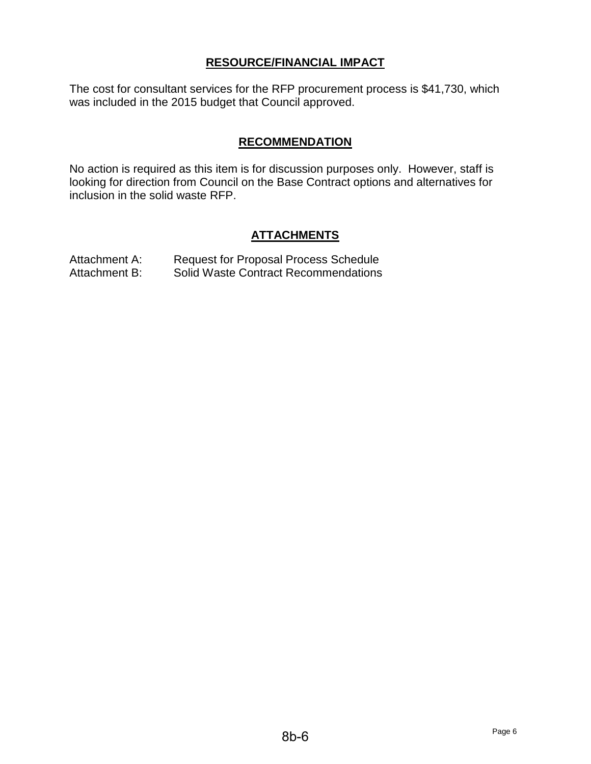## RESOURCE/FINANCIAL IMPACT

The cost for consultant services for the RFP procurement process is $41,730, which was included in the 2015 budget that Council approved.

## RECOMMENDATION

No action is required as this item is for discussion purposes only. However, staff is looking for direction from Council on the Base Contract options and alternatives for inclusion in the solid waste RFP.

## ATTACHMENTS

Attachment A: Request for Proposal Process Schedule
Attachment B: Solid Waste Contract Recommendations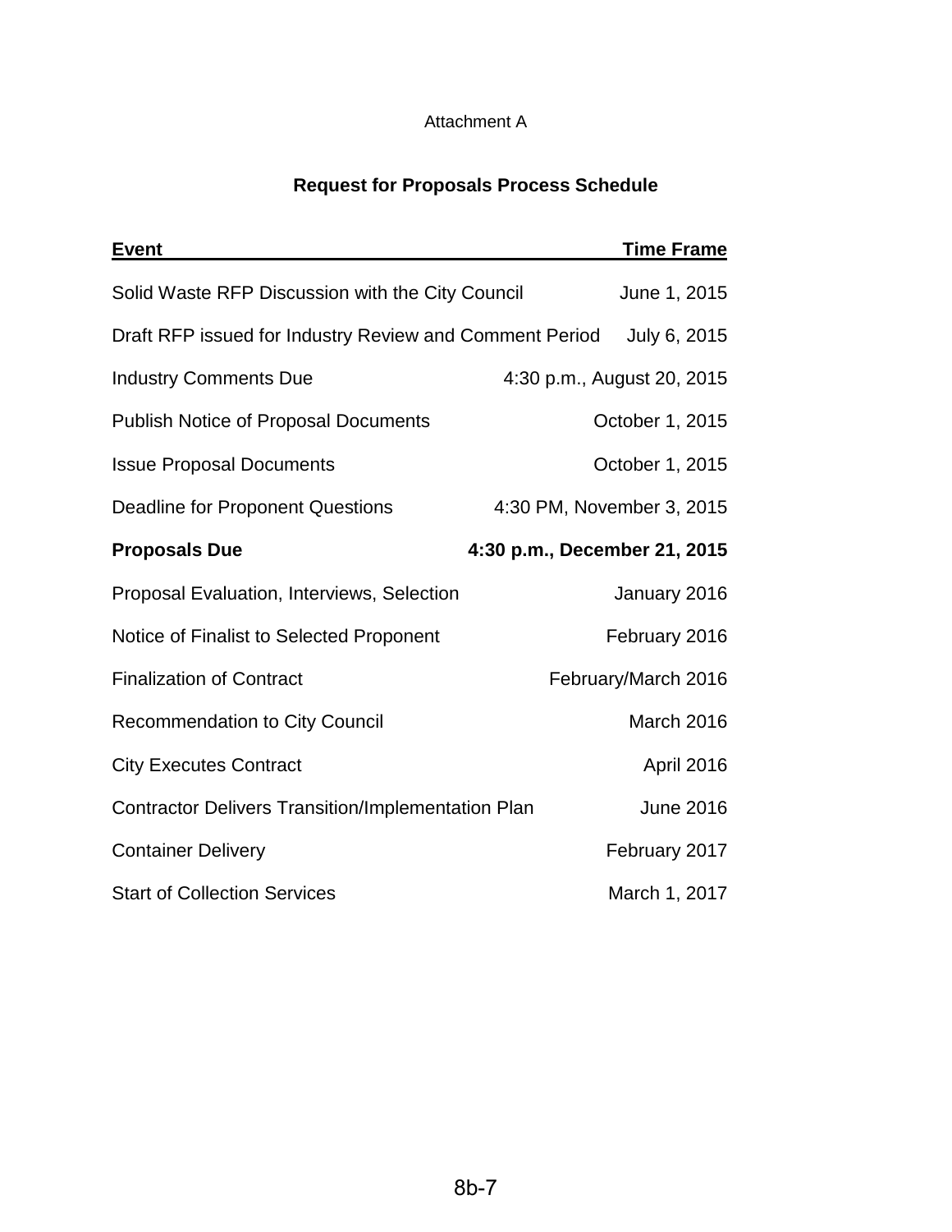Attachment A

## Request for Proposals Process Schedule

| Event | Time Frame |
|---|---|
| Solid Waste RFP Discussion with the City Council | June 1, 2015 |
| Draft RFP issued for Industry Review and Comment Period | July 6, 2015 |
| Industry Comments Due | 4:30 p.m., August 20, 2015 |
| Publish Notice of Proposal Documents | October 1, 2015 |
| Issue Proposal Documents | October 1, 2015 |
| Deadline for Proponent Questions | 4:30 PM, November 3, 2015 |
| **Proposals Due** | **4:30 p.m., December 21, 2015** |
| Proposal Evaluation, Interviews, Selection | January 2016 |
| Notice of Finalist to Selected Proponent | February 2016 |
| Finalization of Contract | February/March 2016 |
| Recommendation to City Council | March 2016 |
| City Executes Contract | April 2016 |
| Contractor Delivers Transition/Implementation Plan | June 2016 |
| Container Delivery | February 2017 |
| Start of Collection Services | March 1, 2017 |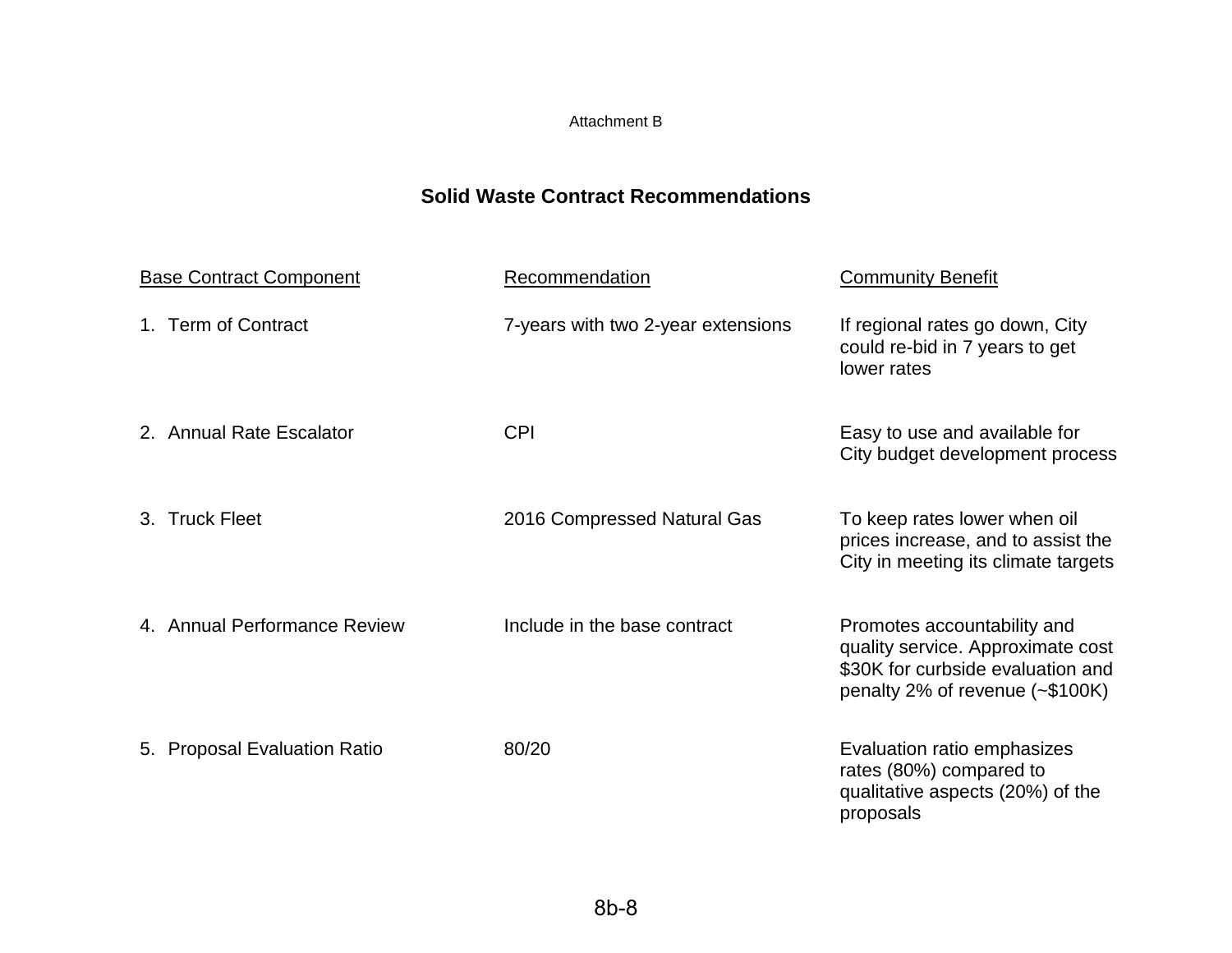Attachment B

## Solid Waste Contract Recommendations

| Base Contract Component | Recommendation | Community Benefit |
| --- | --- | --- |
| 1. Term of Contract | 7-years with two 2-year extensions | If regional rates go down, City could re-bid in 7 years to get lower rates |
| 2. Annual Rate Escalator | CPI | Easy to use and available for City budget development process |
| 3. Truck Fleet | 2016 Compressed Natural Gas | To keep rates lower when oil prices increase, and to assist the City in meeting its climate targets |
| 4. Annual Performance Review | Include in the base contract | Promotes accountability and quality service. Approximate cost $30K for curbside evaluation and penalty 2% of revenue (~$100K) |
| 5. Proposal Evaluation Ratio | 80/20 | Evaluation ratio emphasizes rates (80%) compared to qualitative aspects (20%) of the proposals |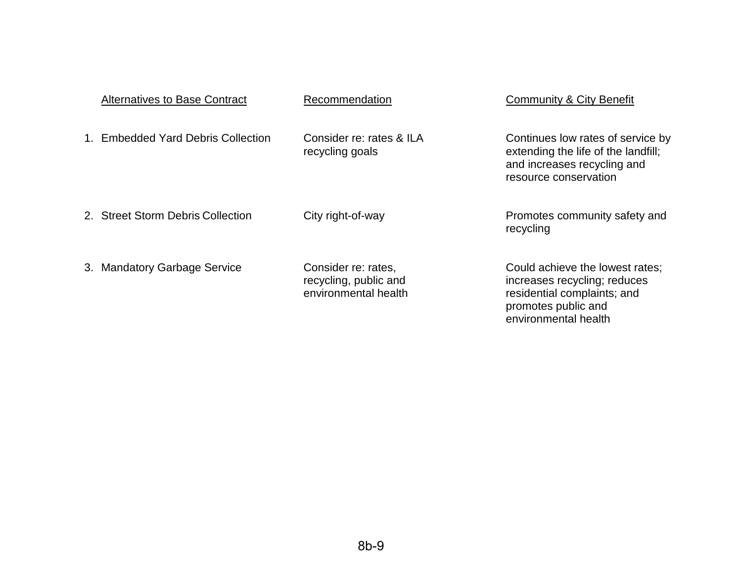| | Alternatives to Base Contract | Recommendation | Community & City Benefit |
|---|---|---|---|
| 1. | Embedded Yard Debris Collection | Consider re: rates & ILA recycling goals | Continues low rates of service by extending the life of the landfill; and increases recycling and resource conservation |
| 2. | Street Storm Debris Collection | City right-of-way | Promotes community safety and recycling |
| 3. | Mandatory Garbage Service | Consider re: rates, recycling, public and environmental health | Could achieve the lowest rates; increases recycling; reduces residential complaints; and promotes public and environmental health |